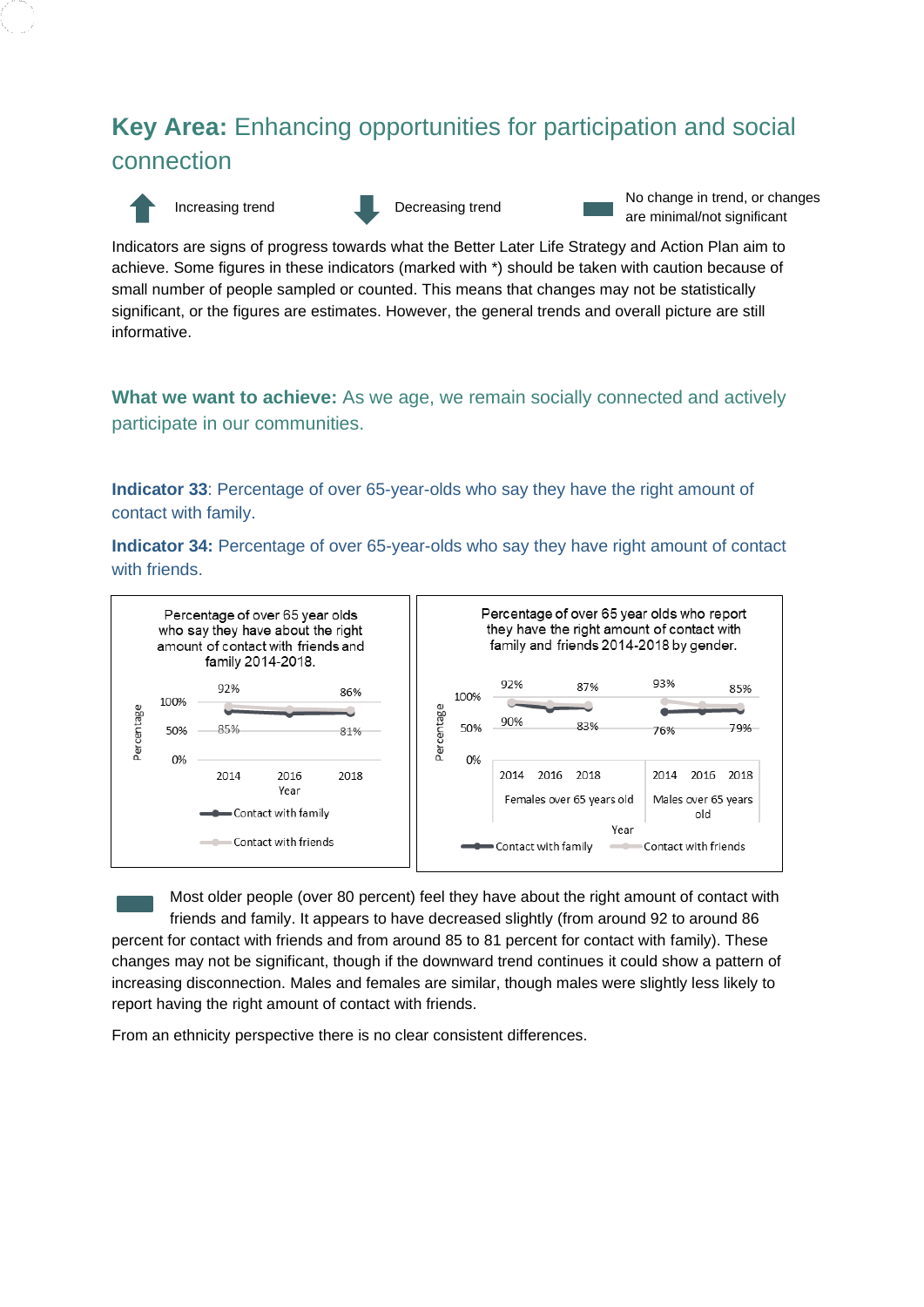## **Key Area:** Enhancing opportunities for participation and social connection

Increasing trend | Decreasing trend | No change in trend, or changes are minimal/not significant

Indicators are signs of progress towards what the Better Later Life Strategy and Action Plan aim to achieve. Some figures in these indicators (marked with *) should be taken with caution because of small number of people sampled or counted. This means that changes may not be statistically significant, or the figures are estimates. However, the general trends and overall picture are still informative.

### **What we want to achieve:** As we age, we remain socially connected and actively participate in our communities.

**Indicator 33**: Percentage of over 65-year-olds who say they have the right amount of contact with family.

**Indicator 34:** Percentage of over 65-year-olds who say they have right amount of contact with friends.

Percentage of over 65 year olds who say they have about the right amount of contact with friends and family 2014-2018.

| Year | Contact with family | Contact with friends |
|---|---|---|
| 2014 | 85% | 92% |
| 2018 | 81% | 86% |

Percentage of over 65 year olds who report they have the right amount of contact with family and friends 2014-2018 by gender.

| Group | Year | Contact with family | Contact with friends |
|---|---|---|---|
| Females over 65 years old | 2014 | 90% | 92% |
| Females over 65 years old | 2018 | 83% | 87% |
| Males over 65 years old | 2014 | 76% | 93% |
| Males over 65 years old | 2018 | 79% | 85% |

Most older people (over 80 percent) feel they have about the right amount of contact with friends and family. It appears to have decreased slightly (from around 92 to around 86 percent for contact with friends and from around 85 to 81 percent for contact with family). These changes may not be significant, though if the downward trend continues it could show a pattern of increasing disconnection. Males and females are similar, though males were slightly less likely to report having the right amount of contact with friends.

From an ethnicity perspective there is no clear consistent differences.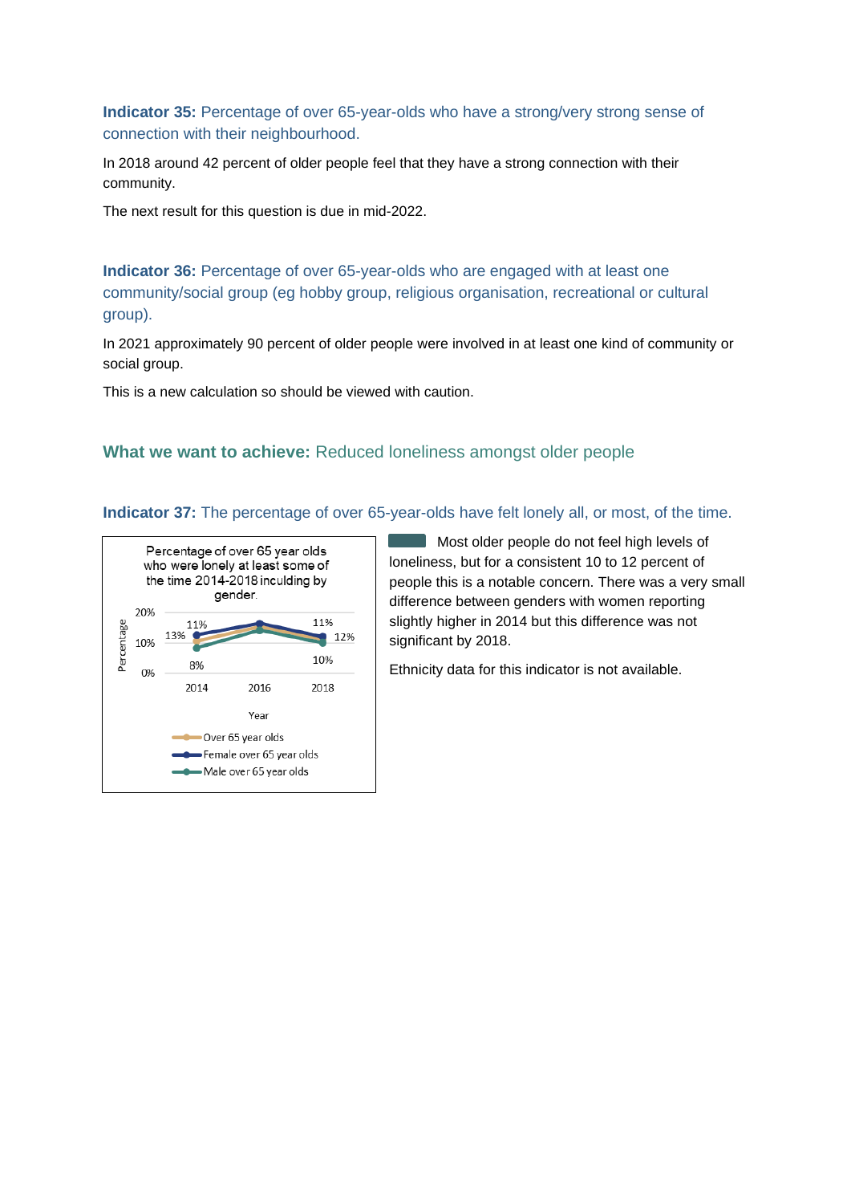**Indicator 35:** Percentage of over 65-year-olds who have a strong/very strong sense of connection with their neighbourhood.

In 2018 around 42 percent of older people feel that they have a strong connection with their community.

The next result for this question is due in mid-2022.

**Indicator 36:** Percentage of over 65-year-olds who are engaged with at least one community/social group (eg hobby group, religious organisation, recreational or cultural group).

In 2021 approximately 90 percent of older people were involved in at least one kind of community or social group.

This is a new calculation so should be viewed with caution.

## What we want to achieve: Reduced loneliness amongst older people

**Indicator 37:** The percentage of over 65-year-olds have felt lonely all, or most, of the time.

Percentage of over 65 year olds who were lonely at least some of the time 2014-2018 inculding by gender.

| Year | Over 65 year olds | Female over 65 year olds | Male over 65 year olds |
| --- | --- | --- | --- |
| 2014 | 11% | 13% | 8% |
| 2016 | | | |
| 2018 | 11% | 12% | 10% |

Most older people do not feel high levels of loneliness, but for a consistent 10 to 12 percent of people this is a notable concern. There was a very small difference between genders with women reporting slightly higher in 2014 but this difference was not significant by 2018.

Ethnicity data for this indicator is not available.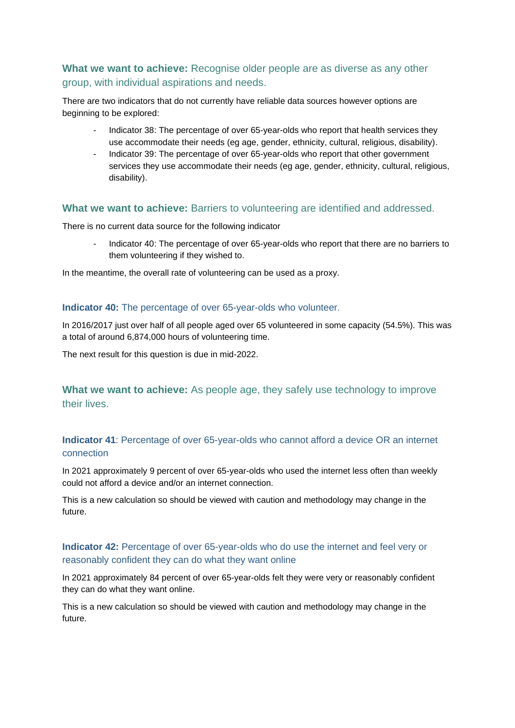### **What we want to achieve:** Recognise older people are as diverse as any other group, with individual aspirations and needs.

There are two indicators that do not currently have reliable data sources however options are beginning to be explored:

- Indicator 38: The percentage of over 65-year-olds who report that health services they use accommodate their needs (eg age, gender, ethnicity, cultural, religious, disability).
- Indicator 39: The percentage of over 65-year-olds who report that other government services they use accommodate their needs (eg age, gender, ethnicity, cultural, religious, disability).

### **What we want to achieve:** Barriers to volunteering are identified and addressed.

There is no current data source for the following indicator

- Indicator 40: The percentage of over 65-year-olds who report that there are no barriers to them volunteering if they wished to.

In the meantime, the overall rate of volunteering can be used as a proxy.

#### **Indicator 40:** The percentage of over 65-year-olds who volunteer.

In 2016/2017 just over half of all people aged over 65 volunteered in some capacity (54.5%). This was a total of around 6,874,000 hours of volunteering time.

The next result for this question is due in mid-2022.

### **What we want to achieve:** As people age, they safely use technology to improve their lives.

#### **Indicator 41**: Percentage of over 65-year-olds who cannot afford a device OR an internet connection

In 2021 approximately 9 percent of over 65-year-olds who used the internet less often than weekly could not afford a device and/or an internet connection.

This is a new calculation so should be viewed with caution and methodology may change in the future.

#### **Indicator 42:** Percentage of over 65-year-olds who do use the internet and feel very or reasonably confident they can do what they want online

In 2021 approximately 84 percent of over 65-year-olds felt they were very or reasonably confident they can do what they want online.

This is a new calculation so should be viewed with caution and methodology may change in the future.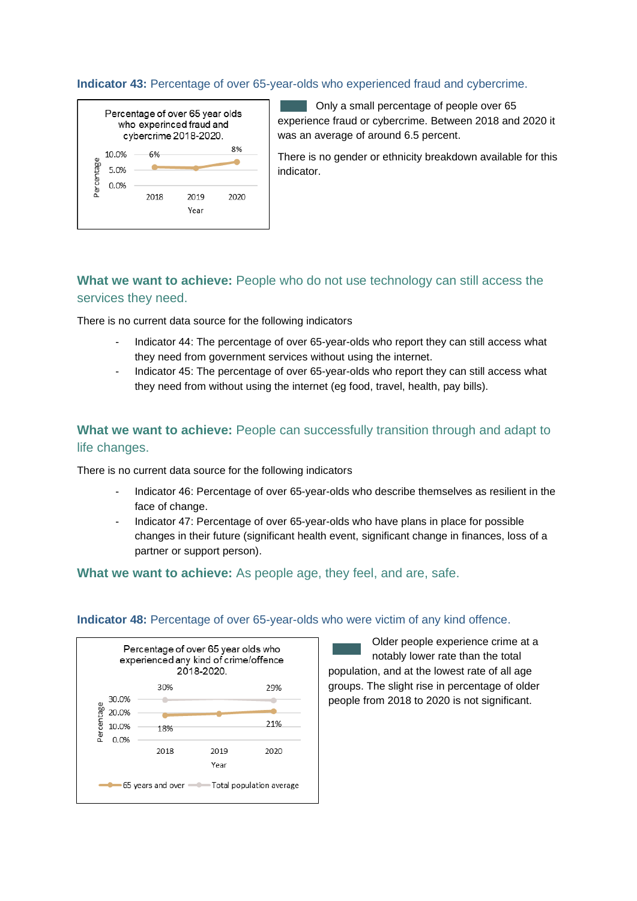**Indicator 43:** Percentage of over 65-year-olds who experienced fraud and cybercrime.

Percentage of over 65 year olds who experinced fraud and cybercrime 2018-2020.

| Year | Percentage |
|---|---|
| 2018 | 6% |
| 2019 | |
| 2020 | 8% |

Only a small percentage of people over 65 experience fraud or cybercrime. Between 2018 and 2020 it was an average of around 6.5 percent.

There is no gender or ethnicity breakdown available for this indicator.

## What we want to achieve: People who do not use technology can still access the services they need.

There is no current data source for the following indicators

- Indicator 44: The percentage of over 65-year-olds who report they can still access what they need from government services without using the internet.
- Indicator 45: The percentage of over 65-year-olds who report they can still access what they need from without using the internet (eg food, travel, health, pay bills).

## What we want to achieve: People can successfully transition through and adapt to life changes.

There is no current data source for the following indicators

- Indicator 46: Percentage of over 65-year-olds who describe themselves as resilient in the face of change.
- Indicator 47: Percentage of over 65-year-olds who have plans in place for possible changes in their future (significant health event, significant change in finances, loss of a partner or support person).

## What we want to achieve: As people age, they feel, and are, safe.

**Indicator 48:** Percentage of over 65-year-olds who were victim of any kind offence.

Percentage of over 65 year olds who experienced any kind of crime/offence 2018-2020.

| Year | 65 years and over | Total population average |
|---|---|---|
| 2018 | 18% | 30% |
| 2019 | | |
| 2020 | 21% | 29% |

Older people experience crime at a notably lower rate than the total population, and at the lowest rate of all age groups. The slight rise in percentage of older people from 2018 to 2020 is not significant.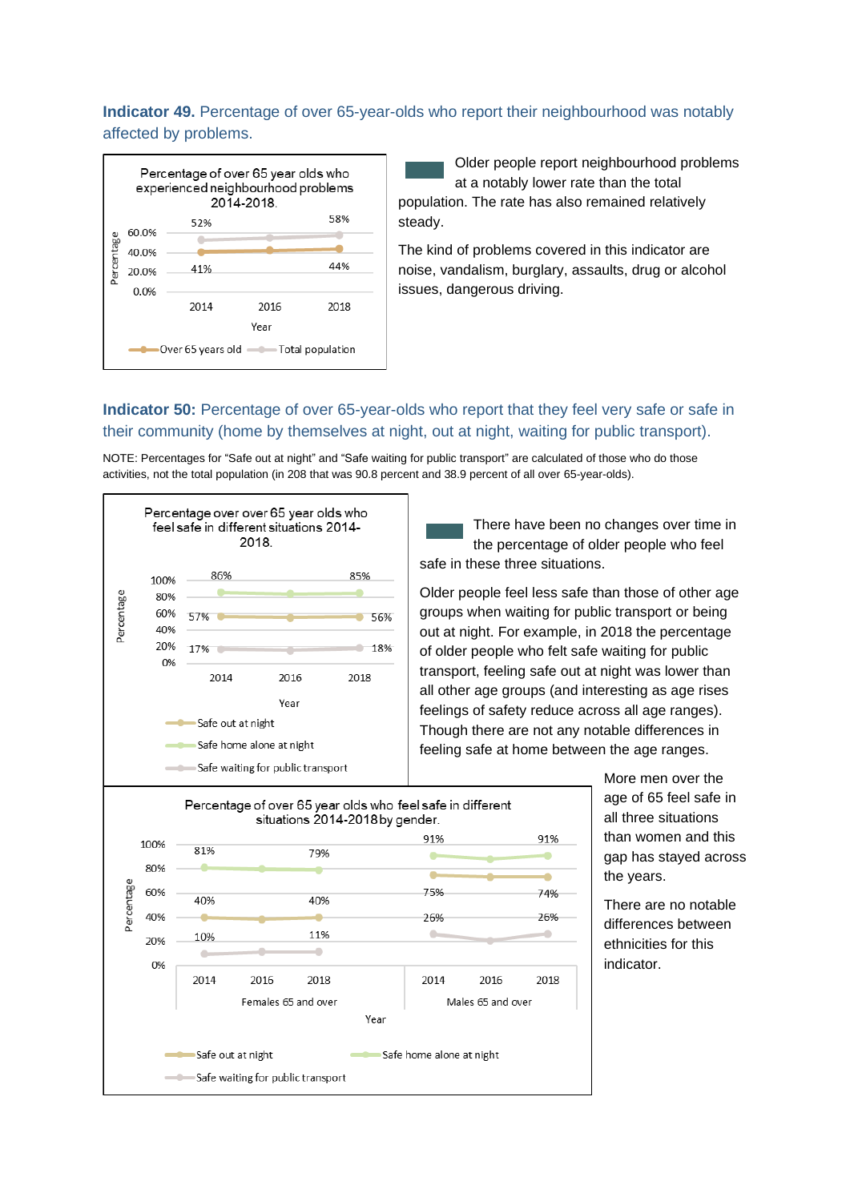**Indicator 49.** Percentage of over 65-year-olds who report their neighbourhood was notably affected by problems.

Percentage of over 65 year olds who experienced neighbourhood problems 2014-2018.

| Year | Over 65 years old | Total population |
|---|---|---|
| 2014 | 41% | 52% |
| 2018 | 44% | 58% |

Older people report neighbourhood problems at a notably lower rate than the total population. The rate has also remained relatively steady.

The kind of problems covered in this indicator are noise, vandalism, burglary, assaults, drug or alcohol issues, dangerous driving.

**Indicator 50:** Percentage of over 65-year-olds who report that they feel very safe or safe in their community (home by themselves at night, out at night, waiting for public transport).

NOTE: Percentages for "Safe out at night" and "Safe waiting for public transport" are calculated of those who do those activities, not the total population (in 208 that was 90.8 percent and 38.9 percent of all over 65-year-olds).

Percentage over over 65 year olds who feel safe in different situations 2014-2018.

| Year | Safe out at night | Safe home alone at night | Safe waiting for public transport |
|---|---|---|---|
| 2014 | 57% | 86% | 17% |
| 2018 | 56% | 85% | 18% |

There have been no changes over time in the percentage of older people who feel safe in these three situations.

Older people feel less safe than those of other age groups when waiting for public transport or being out at night. For example, in 2018 the percentage of older people who felt safe waiting for public transport, feeling safe out at night was lower than all other age groups (and interesting as age rises feelings of safety reduce across all age ranges). Though there are not any notable differences in feeling safe at home between the age ranges.

Percentage of over 65 year olds who feel safe in different situations 2014-2018 by gender.

| Group | Year | Safe out at night | Safe home alone at night | Safe waiting for public transport |
|---|---|---|---|---|
| Females 65 and over | 2014 | 40% | 81% | 10% |
| Females 65 and over | 2018 | 40% | 79% | 11% |
| Males 65 and over | 2014 | 75% | 91% | 26% |
| Males 65 and over | 2018 | 74% | 91% | 26% |

More men over the age of 65 feel safe in all three situations than women and this gap has stayed across the years.

There are no notable differences between ethnicities for this indicator.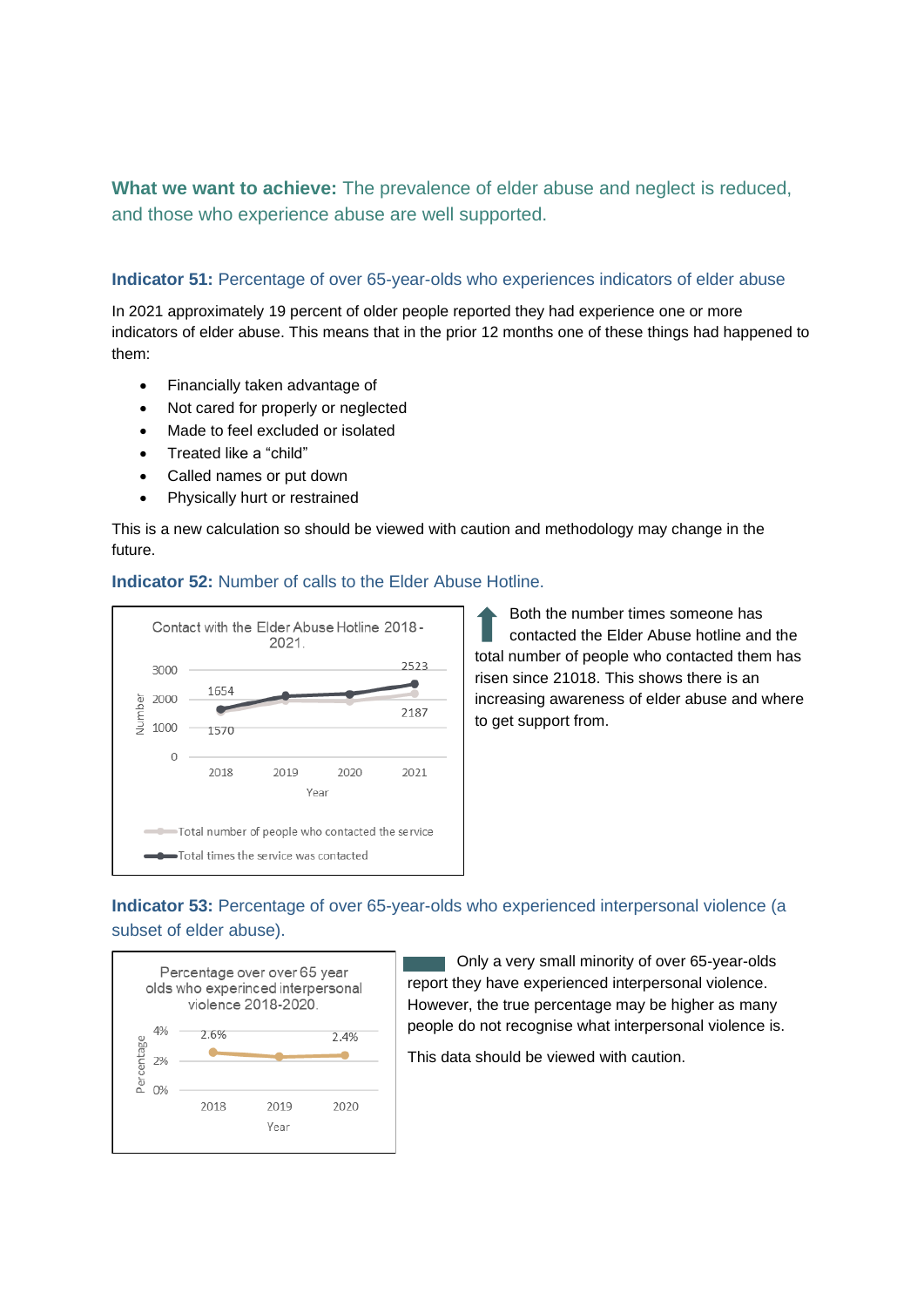**What we want to achieve:** The prevalence of elder abuse and neglect is reduced, and those who experience abuse are well supported.

### **Indicator 51:** Percentage of over 65-year-olds who experiences indicators of elder abuse

In 2021 approximately 19 percent of older people reported they had experience one or more indicators of elder abuse. This means that in the prior 12 months one of these things had happened to them:

- Financially taken advantage of
- Not cared for properly or neglected
- Made to feel excluded or isolated
- Treated like a "child"
- Called names or put down
- Physically hurt or restrained

This is a new calculation so should be viewed with caution and methodology may change in the future.

### **Indicator 52:** Number of calls to the Elder Abuse Hotline.

Contact with the Elder Abuse Hotline 2018 - 2021.

| Year | Total number of people who contacted the service | Total times the service was contacted |
|---|---|---|
| 2018 | 1570 | 1654 |
| 2019 | | |
| 2020 | | |
| 2021 | 2187 | 2523 |

Both the number times someone has contacted the Elder Abuse hotline and the total number of people who contacted them has risen since 21018. This shows there is an increasing awareness of elder abuse and where to get support from.

### **Indicator 53:** Percentage of over 65-year-olds who experienced interpersonal violence (a subset of elder abuse).

Percentage over over 65 year olds who experinced interpersonal violence 2018-2020.

| Year | Percentage |
|---|---|
| 2018 | 2.6% |
| 2019 | |
| 2020 | 2.4% |

Only a very small minority of over 65-year-olds report they have experienced interpersonal violence. However, the true percentage may be higher as many people do not recognise what interpersonal violence is.

This data should be viewed with caution.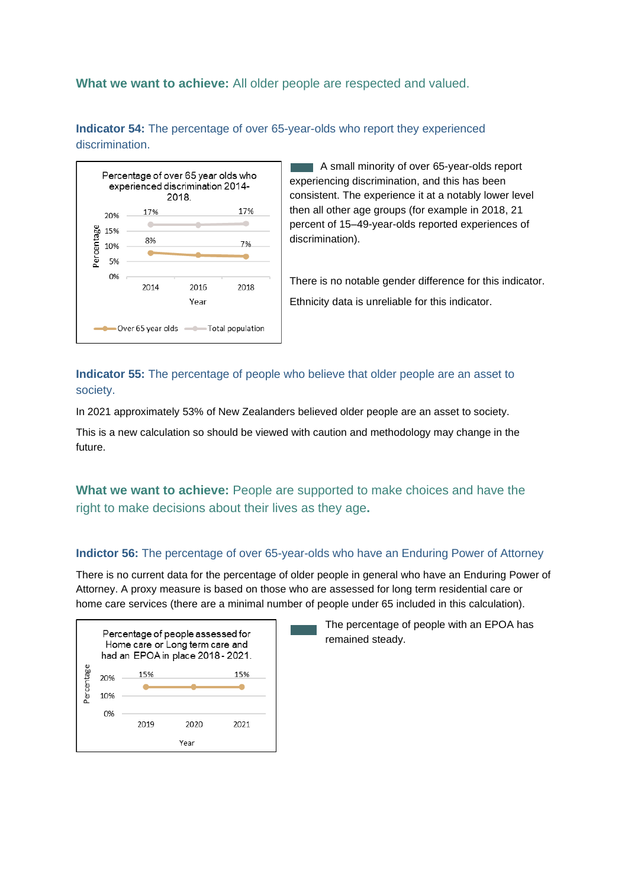**What we want to achieve:** All older people are respected and valued.

**Indicator 54:** The percentage of over 65-year-olds who report they experienced discrimination.

Percentage of over 65 year olds who experienced discrimination 2014-2018.

| Year | Over 65 year olds | Total population |
|---|---|---|
| 2014 | 8% | 17% |
| 2016 | | |
| 2018 | 7% | 17% |

A small minority of over 65-year-olds report experiencing discrimination, and this has been consistent. The experience it at a notably lower level then all other age groups (for example in 2018, 21 percent of 15–49-year-olds reported experiences of discrimination).

There is no notable gender difference for this indicator.

Ethnicity data is unreliable for this indicator.

**Indicator 55:** The percentage of people who believe that older people are an asset to society.

In 2021 approximately 53% of New Zealanders believed older people are an asset to society.

This is a new calculation so should be viewed with caution and methodology may change in the future.

**What we want to achieve:** People are supported to make choices and have the right to make decisions about their lives as they age**.**

**Indictor 56:** The percentage of over 65-year-olds who have an Enduring Power of Attorney

There is no current data for the percentage of older people in general who have an Enduring Power of Attorney. A proxy measure is based on those who are assessed for long term residential care or home care services (there are a minimal number of people under 65 included in this calculation).

Percentage of people assessed for Home care or Long term care and had an EPOA in place 2018 - 2021.

| Year | Percentage |
|---|---|
| 2019 | 15% |
| 2020 | |
| 2021 | 15% |

The percentage of people with an EPOA has remained steady.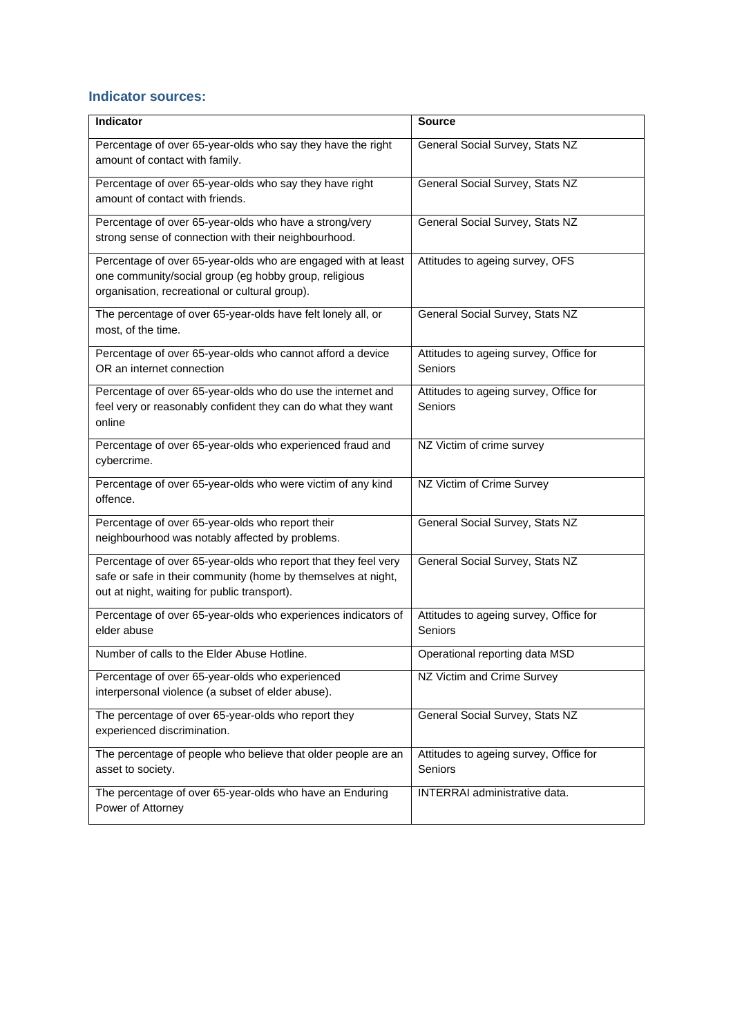## Indicator sources:

| Indicator | Source |
|---|---|
| Percentage of over 65-year-olds who say they have the right amount of contact with family. | General Social Survey, Stats NZ |
| Percentage of over 65-year-olds who say they have right amount of contact with friends. | General Social Survey, Stats NZ |
| Percentage of over 65-year-olds who have a strong/very strong sense of connection with their neighbourhood. | General Social Survey, Stats NZ |
| Percentage of over 65-year-olds who are engaged with at least one community/social group (eg hobby group, religious organisation, recreational or cultural group). | Attitudes to ageing survey, OFS |
| The percentage of over 65-year-olds have felt lonely all, or most, of the time. | General Social Survey, Stats NZ |
| Percentage of over 65-year-olds who cannot afford a device OR an internet connection | Attitudes to ageing survey, Office for Seniors |
| Percentage of over 65-year-olds who do use the internet and feel very or reasonably confident they can do what they want online | Attitudes to ageing survey, Office for Seniors |
| Percentage of over 65-year-olds who experienced fraud and cybercrime. | NZ Victim of crime survey |
| Percentage of over 65-year-olds who were victim of any kind offence. | NZ Victim of Crime Survey |
| Percentage of over 65-year-olds who report their neighbourhood was notably affected by problems. | General Social Survey, Stats NZ |
| Percentage of over 65-year-olds who report that they feel very safe or safe in their community (home by themselves at night, out at night, waiting for public transport). | General Social Survey, Stats NZ |
| Percentage of over 65-year-olds who experiences indicators of elder abuse | Attitudes to ageing survey, Office for Seniors |
| Number of calls to the Elder Abuse Hotline. | Operational reporting data MSD |
| Percentage of over 65-year-olds who experienced interpersonal violence (a subset of elder abuse). | NZ Victim and Crime Survey |
| The percentage of over 65-year-olds who report they experienced discrimination. | General Social Survey, Stats NZ |
| The percentage of people who believe that older people are an asset to society. | Attitudes to ageing survey, Office for Seniors |
| The percentage of over 65-year-olds who have an Enduring Power of Attorney | INTERRAI administrative data. |